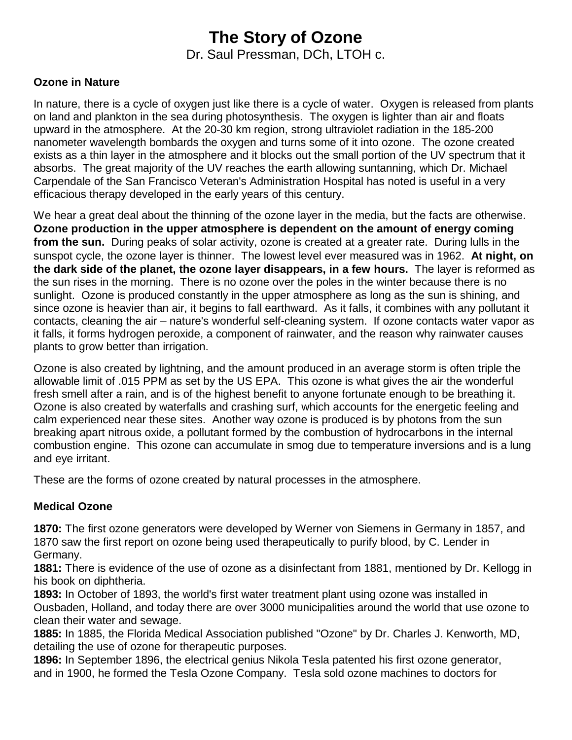# The Story of Ozone

Dr. Saul Pressman, DCh, LTOH c.

### Ozone in Nature

In nature, there is a cycle of oxygen just like there is a cycle of water. Oxygen is released from plants on land and plankton in the sea during photosynthesis. The oxygen is lighter than air and floats upward in the atmosphere. At the 20-30 km region, strong ultraviolet radiation in the 185-200 nanometer wavelength bombards the oxygen and turns some of it into ozone. The ozone created exists as a thin layer in the atmosphere and it blocks out the small portion of the UV spectrum that it absorbs. The great majority of the UV reaches the earth allowing suntanning, which Dr. Michael Carpendale of the San Francisco Veteran's Administration Hospital has noted is useful in a very efficacious therapy developed in the early years of this century.

We hear a great deal about the thinning of the ozone layer in the media, but the facts are otherwise. **Ozone production in the upper atmosphere is dependent on the amount of energy coming from the sun.** During peaks of solar activity, ozone is created at a greater rate. During lulls in the sunspot cycle, the ozone layer is thinner. The lowest level ever measured was in 1962. **At night, on the dark side of the planet, the ozone layer disappears, in a few hours.** The layer is reformed as the sun rises in the morning. There is no ozone over the poles in the winter because there is no sunlight. Ozone is produced constantly in the upper atmosphere as long as the sun is shining, and since ozone is heavier than air, it begins to fall earthward. As it falls, it combines with any pollutant it contacts, cleaning the air – nature's wonderful self-cleaning system. If ozone contacts water vapor as it falls, it forms hydrogen peroxide, a component of rainwater, and the reason why rainwater causes plants to grow better than irrigation.

Ozone is also created by lightning, and the amount produced in an average storm is often triple the allowable limit of .015 PPM as set by the US EPA. This ozone is what gives the air the wonderful fresh smell after a rain, and is of the highest benefit to anyone fortunate enough to be breathing it. Ozone is also created by waterfalls and crashing surf, which accounts for the energetic feeling and calm experienced near these sites. Another way ozone is produced is by photons from the sun breaking apart nitrous oxide, a pollutant formed by the combustion of hydrocarbons in the internal combustion engine. This ozone can accumulate in smog due to temperature inversions and is a lung and eye irritant.

These are the forms of ozone created by natural processes in the atmosphere.

### Medical Ozone

**1870:** The first ozone generators were developed by Werner von Siemens in Germany in 1857, and 1870 saw the first report on ozone being used therapeutically to purify blood, by C. Lender in Germany.
**1881:** There is evidence of the use of ozone as a disinfectant from 1881, mentioned by Dr. Kellogg in his book on diphtheria.
**1893:** In October of 1893, the world's first water treatment plant using ozone was installed in Ousbaden, Holland, and today there are over 3000 municipalities around the world that use ozone to clean their water and sewage.
**1885:** In 1885, the Florida Medical Association published "Ozone" by Dr. Charles J. Kenworth, MD, detailing the use of ozone for therapeutic purposes.
**1896:** In September 1896, the electrical genius Nikola Tesla patented his first ozone generator, and in 1900, he formed the Tesla Ozone Company. Tesla sold ozone machines to doctors for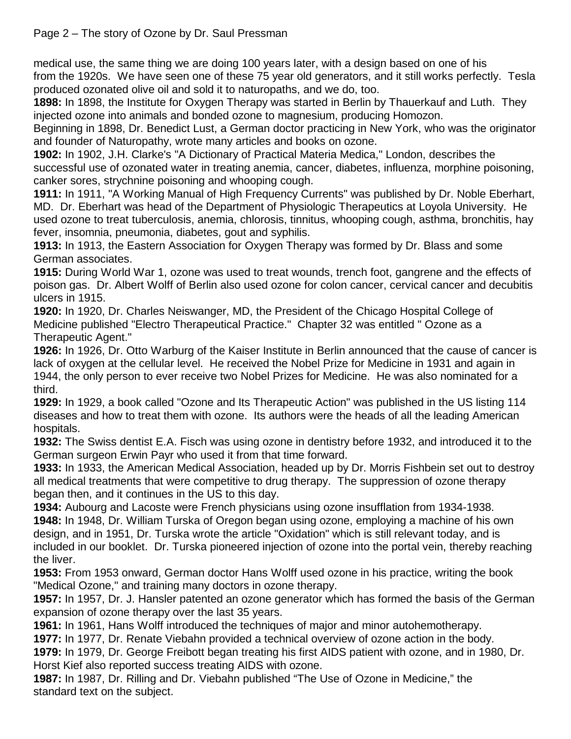medical use, the same thing we are doing 100 years later, with a design based on one of his from the 1920s. We have seen one of these 75 year old generators, and it still works perfectly. Tesla produced ozonated olive oil and sold it to naturopaths, and we do, too.

**1898:** In 1898, the Institute for Oxygen Therapy was started in Berlin by Thauerkauf and Luth. They injected ozone into animals and bonded ozone to magnesium, producing Homozon.

Beginning in 1898, Dr. Benedict Lust, a German doctor practicing in New York, who was the originator and founder of Naturopathy, wrote many articles and books on ozone.

**1902:** In 1902, J.H. Clarke's "A Dictionary of Practical Materia Medica," London, describes the successful use of ozonated water in treating anemia, cancer, diabetes, influenza, morphine poisoning, canker sores, strychnine poisoning and whooping cough.

**1911:** In 1911, "A Working Manual of High Frequency Currents" was published by Dr. Noble Eberhart, MD. Dr. Eberhart was head of the Department of Physiologic Therapeutics at Loyola University. He used ozone to treat tuberculosis, anemia, chlorosis, tinnitus, whooping cough, asthma, bronchitis, hay fever, insomnia, pneumonia, diabetes, gout and syphilis.

**1913:** In 1913, the Eastern Association for Oxygen Therapy was formed by Dr. Blass and some German associates.

**1915:** During World War 1, ozone was used to treat wounds, trench foot, gangrene and the effects of poison gas. Dr. Albert Wolff of Berlin also used ozone for colon cancer, cervical cancer and decubitis ulcers in 1915.

**1920:** In 1920, Dr. Charles Neiswanger, MD, the President of the Chicago Hospital College of Medicine published "Electro Therapeutical Practice." Chapter 32 was entitled " Ozone as a Therapeutic Agent."

**1926:** In 1926, Dr. Otto Warburg of the Kaiser Institute in Berlin announced that the cause of cancer is lack of oxygen at the cellular level. He received the Nobel Prize for Medicine in 1931 and again in 1944, the only person to ever receive two Nobel Prizes for Medicine. He was also nominated for a third.

**1929:** In 1929, a book called "Ozone and Its Therapeutic Action" was published in the US listing 114 diseases and how to treat them with ozone. Its authors were the heads of all the leading American hospitals.

**1932:** The Swiss dentist E.A. Fisch was using ozone in dentistry before 1932, and introduced it to the German surgeon Erwin Payr who used it from that time forward.

**1933:** In 1933, the American Medical Association, headed up by Dr. Morris Fishbein set out to destroy all medical treatments that were competitive to drug therapy. The suppression of ozone therapy began then, and it continues in the US to this day.

**1934:** Aubourg and Lacoste were French physicians using ozone insufflation from 1934-1938.

**1948:** In 1948, Dr. William Turska of Oregon began using ozone, employing a machine of his own design, and in 1951, Dr. Turska wrote the article "Oxidation" which is still relevant today, and is included in our booklet. Dr. Turska pioneered injection of ozone into the portal vein, thereby reaching the liver.

**1953:** From 1953 onward, German doctor Hans Wolff used ozone in his practice, writing the book "Medical Ozone," and training many doctors in ozone therapy.

**1957:** In 1957, Dr. J. Hansler patented an ozone generator which has formed the basis of the German expansion of ozone therapy over the last 35 years.

**1961:** In 1961, Hans Wolff introduced the techniques of major and minor autohemotherapy.

**1977:** In 1977, Dr. Renate Viebahn provided a technical overview of ozone action in the body.

**1979:** In 1979, Dr. George Freibott began treating his first AIDS patient with ozone, and in 1980, Dr. Horst Kief also reported success treating AIDS with ozone.

**1987:** In 1987, Dr. Rilling and Dr. Viebahn published "The Use of Ozone in Medicine," the standard text on the subject.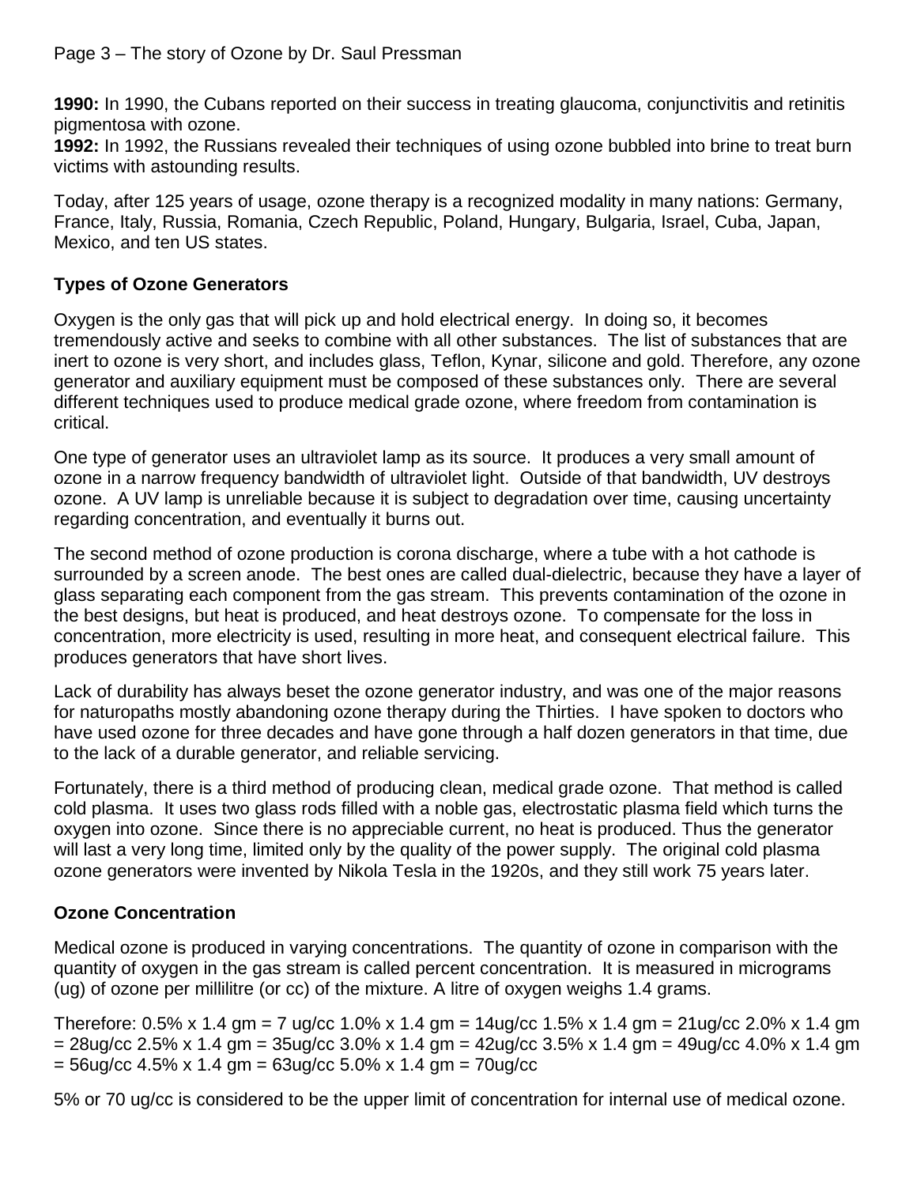**1990:** In 1990, the Cubans reported on their success in treating glaucoma, conjunctivitis and retinitis pigmentosa with ozone.
**1992:** In 1992, the Russians revealed their techniques of using ozone bubbled into brine to treat burn victims with astounding results.

Today, after 125 years of usage, ozone therapy is a recognized modality in many nations: Germany, France, Italy, Russia, Romania, Czech Republic, Poland, Hungary, Bulgaria, Israel, Cuba, Japan, Mexico, and ten US states.

## Types of Ozone Generators

Oxygen is the only gas that will pick up and hold electrical energy. In doing so, it becomes tremendously active and seeks to combine with all other substances. The list of substances that are inert to ozone is very short, and includes glass, Teflon, Kynar, silicone and gold. Therefore, any ozone generator and auxiliary equipment must be composed of these substances only. There are several different techniques used to produce medical grade ozone, where freedom from contamination is critical.

One type of generator uses an ultraviolet lamp as its source. It produces a very small amount of ozone in a narrow frequency bandwidth of ultraviolet light. Outside of that bandwidth, UV destroys ozone. A UV lamp is unreliable because it is subject to degradation over time, causing uncertainty regarding concentration, and eventually it burns out.

The second method of ozone production is corona discharge, where a tube with a hot cathode is surrounded by a screen anode. The best ones are called dual-dielectric, because they have a layer of glass separating each component from the gas stream. This prevents contamination of the ozone in the best designs, but heat is produced, and heat destroys ozone. To compensate for the loss in concentration, more electricity is used, resulting in more heat, and consequent electrical failure. This produces generators that have short lives.

Lack of durability has always beset the ozone generator industry, and was one of the major reasons for naturopaths mostly abandoning ozone therapy during the Thirties. I have spoken to doctors who have used ozone for three decades and have gone through a half dozen generators in that time, due to the lack of a durable generator, and reliable servicing.

Fortunately, there is a third method of producing clean, medical grade ozone. That method is called cold plasma. It uses two glass rods filled with a noble gas, electrostatic plasma field which turns the oxygen into ozone. Since there is no appreciable current, no heat is produced. Thus the generator will last a very long time, limited only by the quality of the power supply. The original cold plasma ozone generators were invented by Nikola Tesla in the 1920s, and they still work 75 years later.

## Ozone Concentration

Medical ozone is produced in varying concentrations. The quantity of ozone in comparison with the quantity of oxygen in the gas stream is called percent concentration. It is measured in micrograms (ug) of ozone per millilitre (or cc) of the mixture. A litre of oxygen weighs 1.4 grams.

Therefore: 0.5% x 1.4 gm = 7 ug/cc 1.0% x 1.4 gm = 14ug/cc 1.5% x 1.4 gm = 21ug/cc 2.0% x 1.4 gm = 28ug/cc 2.5% x 1.4 gm = 35ug/cc 3.0% x 1.4 gm = 42ug/cc 3.5% x 1.4 gm = 49ug/cc 4.0% x 1.4 gm = 56ug/cc 4.5% x 1.4 gm = 63ug/cc 5.0% x 1.4 gm = 70ug/cc

5% or 70 ug/cc is considered to be the upper limit of concentration for internal use of medical ozone.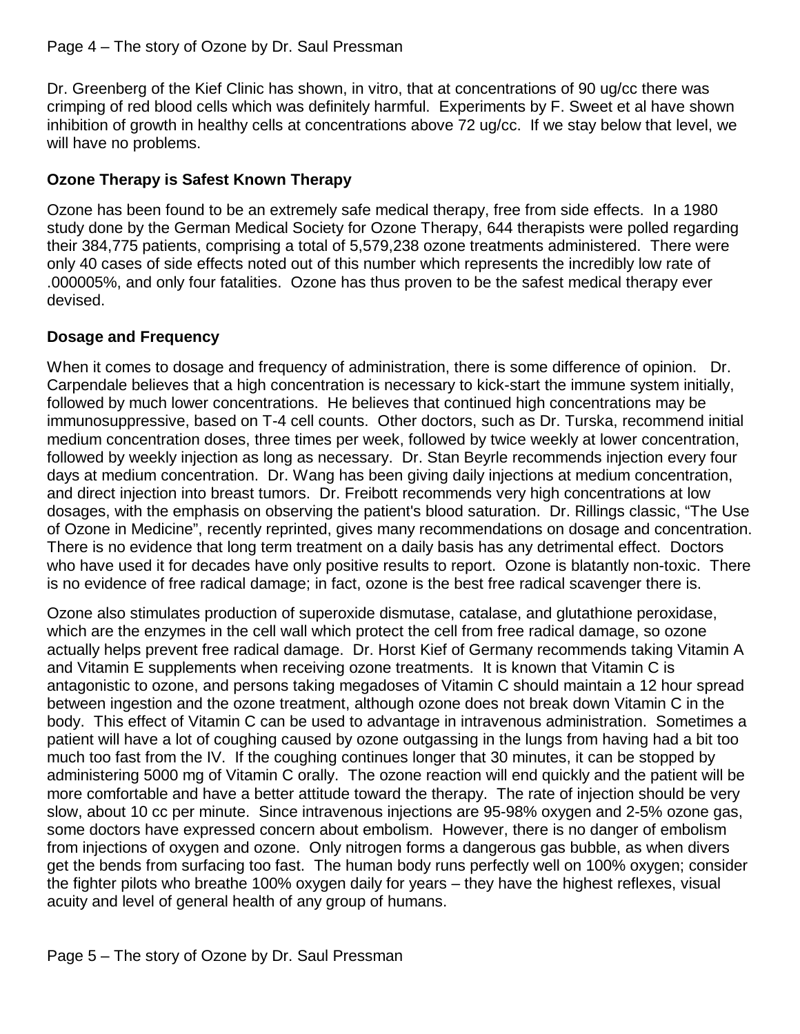Dr. Greenberg of the Kief Clinic has shown, in vitro, that at concentrations of 90 ug/cc there was crimping of red blood cells which was definitely harmful. Experiments by F. Sweet et al have shown inhibition of growth in healthy cells at concentrations above 72 ug/cc. If we stay below that level, we will have no problems.

### Ozone Therapy is Safest Known Therapy

Ozone has been found to be an extremely safe medical therapy, free from side effects. In a 1980 study done by the German Medical Society for Ozone Therapy, 644 therapists were polled regarding their 384,775 patients, comprising a total of 5,579,238 ozone treatments administered. There were only 40 cases of side effects noted out of this number which represents the incredibly low rate of .000005%, and only four fatalities. Ozone has thus proven to be the safest medical therapy ever devised.

### Dosage and Frequency

When it comes to dosage and frequency of administration, there is some difference of opinion. Dr. Carpendale believes that a high concentration is necessary to kick-start the immune system initially, followed by much lower concentrations. He believes that continued high concentrations may be immunosuppressive, based on T-4 cell counts. Other doctors, such as Dr. Turska, recommend initial medium concentration doses, three times per week, followed by twice weekly at lower concentration, followed by weekly injection as long as necessary. Dr. Stan Beyrle recommends injection every four days at medium concentration. Dr. Wang has been giving daily injections at medium concentration, and direct injection into breast tumors. Dr. Freibott recommends very high concentrations at low dosages, with the emphasis on observing the patient's blood saturation. Dr. Rillings classic, "The Use of Ozone in Medicine", recently reprinted, gives many recommendations on dosage and concentration. There is no evidence that long term treatment on a daily basis has any detrimental effect. Doctors who have used it for decades have only positive results to report. Ozone is blatantly non-toxic. There is no evidence of free radical damage; in fact, ozone is the best free radical scavenger there is.

Ozone also stimulates production of superoxide dismutase, catalase, and glutathione peroxidase, which are the enzymes in the cell wall which protect the cell from free radical damage, so ozone actually helps prevent free radical damage. Dr. Horst Kief of Germany recommends taking Vitamin A and Vitamin E supplements when receiving ozone treatments. It is known that Vitamin C is antagonistic to ozone, and persons taking megadoses of Vitamin C should maintain a 12 hour spread between ingestion and the ozone treatment, although ozone does not break down Vitamin C in the body. This effect of Vitamin C can be used to advantage in intravenous administration. Sometimes a patient will have a lot of coughing caused by ozone outgassing in the lungs from having had a bit too much too fast from the IV. If the coughing continues longer that 30 minutes, it can be stopped by administering 5000 mg of Vitamin C orally. The ozone reaction will end quickly and the patient will be more comfortable and have a better attitude toward the therapy. The rate of injection should be very slow, about 10 cc per minute. Since intravenous injections are 95-98% oxygen and 2-5% ozone gas, some doctors have expressed concern about embolism. However, there is no danger of embolism from injections of oxygen and ozone. Only nitrogen forms a dangerous gas bubble, as when divers get the bends from surfacing too fast. The human body runs perfectly well on 100% oxygen; consider the fighter pilots who breathe 100% oxygen daily for years – they have the highest reflexes, visual acuity and level of general health of any group of humans.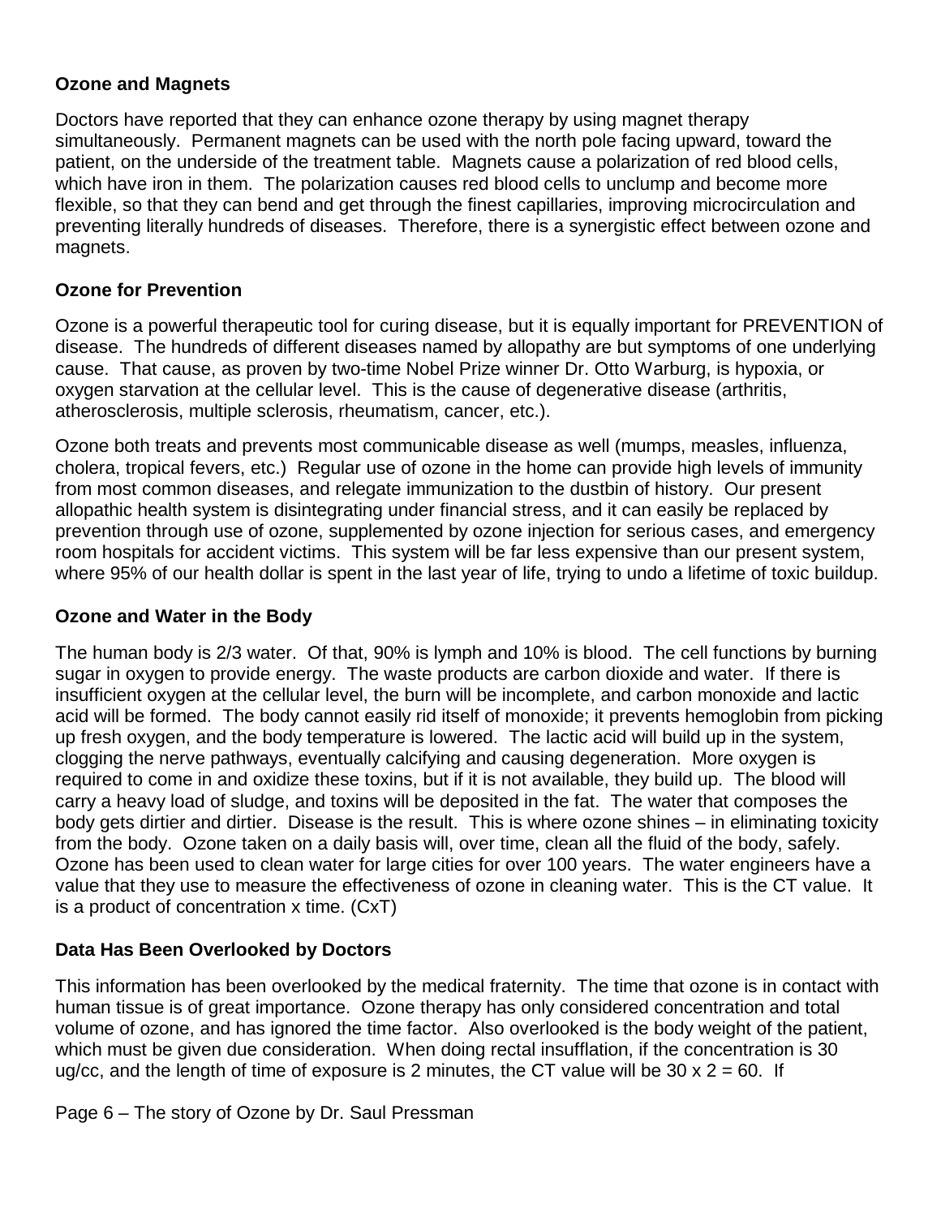### Ozone and Magnets

Doctors have reported that they can enhance ozone therapy by using magnet therapy simultaneously. Permanent magnets can be used with the north pole facing upward, toward the patient, on the underside of the treatment table. Magnets cause a polarization of red blood cells, which have iron in them. The polarization causes red blood cells to unclump and become more flexible, so that they can bend and get through the finest capillaries, improving microcirculation and preventing literally hundreds of diseases. Therefore, there is a synergistic effect between ozone and magnets.

### Ozone for Prevention

Ozone is a powerful therapeutic tool for curing disease, but it is equally important for PREVENTION of disease. The hundreds of different diseases named by allopathy are but symptoms of one underlying cause. That cause, as proven by two-time Nobel Prize winner Dr. Otto Warburg, is hypoxia, or oxygen starvation at the cellular level. This is the cause of degenerative disease (arthritis, atherosclerosis, multiple sclerosis, rheumatism, cancer, etc.).

Ozone both treats and prevents most communicable disease as well (mumps, measles, influenza, cholera, tropical fevers, etc.) Regular use of ozone in the home can provide high levels of immunity from most common diseases, and relegate immunization to the dustbin of history. Our present allopathic health system is disintegrating under financial stress, and it can easily be replaced by prevention through use of ozone, supplemented by ozone injection for serious cases, and emergency room hospitals for accident victims. This system will be far less expensive than our present system, where 95% of our health dollar is spent in the last year of life, trying to undo a lifetime of toxic buildup.

### Ozone and Water in the Body

The human body is 2/3 water. Of that, 90% is lymph and 10% is blood. The cell functions by burning sugar in oxygen to provide energy. The waste products are carbon dioxide and water. If there is insufficient oxygen at the cellular level, the burn will be incomplete, and carbon monoxide and lactic acid will be formed. The body cannot easily rid itself of monoxide; it prevents hemoglobin from picking up fresh oxygen, and the body temperature is lowered. The lactic acid will build up in the system, clogging the nerve pathways, eventually calcifying and causing degeneration. More oxygen is required to come in and oxidize these toxins, but if it is not available, they build up. The blood will carry a heavy load of sludge, and toxins will be deposited in the fat. The water that composes the body gets dirtier and dirtier. Disease is the result. This is where ozone shines – in eliminating toxicity from the body. Ozone taken on a daily basis will, over time, clean all the fluid of the body, safely. Ozone has been used to clean water for large cities for over 100 years. The water engineers have a value that they use to measure the effectiveness of ozone in cleaning water. This is the CT value. It is a product of concentration x time. (CxT)

### Data Has Been Overlooked by Doctors

This information has been overlooked by the medical fraternity. The time that ozone is in contact with human tissue is of great importance. Ozone therapy has only considered concentration and total volume of ozone, and has ignored the time factor. Also overlooked is the body weight of the patient, which must be given due consideration. When doing rectal insufflation, if the concentration is 30 ug/cc, and the length of time of exposure is 2 minutes, the CT value will be $30 \times 2 = 60$. If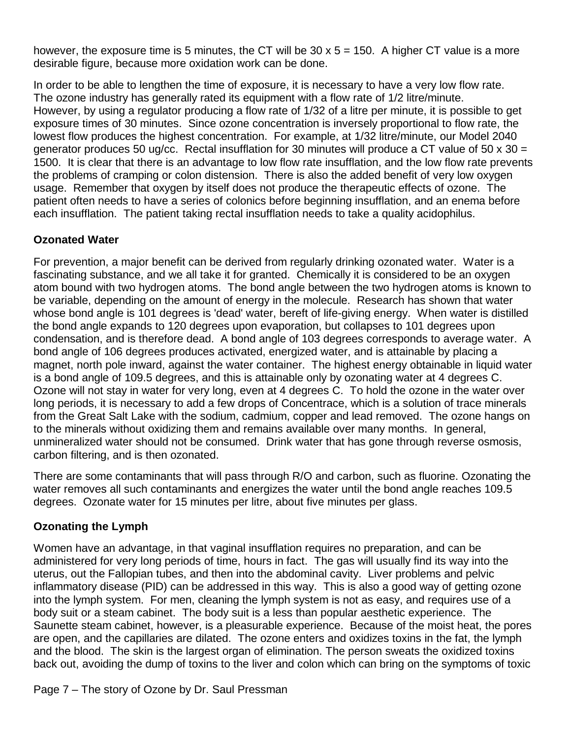however, the exposure time is 5 minutes, the CT will be 30 x 5 = 150. A higher CT value is a more desirable figure, because more oxidation work can be done.

In order to be able to lengthen the time of exposure, it is necessary to have a very low flow rate. The ozone industry has generally rated its equipment with a flow rate of 1/2 litre/minute. However, by using a regulator producing a flow rate of 1/32 of a litre per minute, it is possible to get exposure times of 30 minutes. Since ozone concentration is inversely proportional to flow rate, the lowest flow produces the highest concentration. For example, at 1/32 litre/minute, our Model 2040 generator produces 50 ug/cc. Rectal insufflation for 30 minutes will produce a CT value of 50 x 30 = 1500. It is clear that there is an advantage to low flow rate insufflation, and the low flow rate prevents the problems of cramping or colon distension. There is also the added benefit of very low oxygen usage. Remember that oxygen by itself does not produce the therapeutic effects of ozone. The patient often needs to have a series of colonics before beginning insufflation, and an enema before each insufflation. The patient taking rectal insufflation needs to take a quality acidophilus.

### Ozonated Water

For prevention, a major benefit can be derived from regularly drinking ozonated water. Water is a fascinating substance, and we all take it for granted. Chemically it is considered to be an oxygen atom bound with two hydrogen atoms. The bond angle between the two hydrogen atoms is known to be variable, depending on the amount of energy in the molecule. Research has shown that water whose bond angle is 101 degrees is 'dead' water, bereft of life-giving energy. When water is distilled the bond angle expands to 120 degrees upon evaporation, but collapses to 101 degrees upon condensation, and is therefore dead. A bond angle of 103 degrees corresponds to average water. A bond angle of 106 degrees produces activated, energized water, and is attainable by placing a magnet, north pole inward, against the water container. The highest energy obtainable in liquid water is a bond angle of 109.5 degrees, and this is attainable only by ozonating water at 4 degrees C. Ozone will not stay in water for very long, even at 4 degrees C. To hold the ozone in the water over long periods, it is necessary to add a few drops of Concentrace, which is a solution of trace minerals from the Great Salt Lake with the sodium, cadmium, copper and lead removed. The ozone hangs on to the minerals without oxidizing them and remains available over many months. In general, unmineralized water should not be consumed. Drink water that has gone through reverse osmosis, carbon filtering, and is then ozonated.

There are some contaminants that will pass through R/O and carbon, such as fluorine. Ozonating the water removes all such contaminants and energizes the water until the bond angle reaches 109.5 degrees. Ozonate water for 15 minutes per litre, about five minutes per glass.

### Ozonating the Lymph

Women have an advantage, in that vaginal insufflation requires no preparation, and can be administered for very long periods of time, hours in fact. The gas will usually find its way into the uterus, out the Fallopian tubes, and then into the abdominal cavity. Liver problems and pelvic inflammatory disease (PID) can be addressed in this way. This is also a good way of getting ozone into the lymph system. For men, cleaning the lymph system is not as easy, and requires use of a body suit or a steam cabinet. The body suit is a less than popular aesthetic experience. The Saunette steam cabinet, however, is a pleasurable experience. Because of the moist heat, the pores are open, and the capillaries are dilated. The ozone enters and oxidizes toxins in the fat, the lymph and the blood. The skin is the largest organ of elimination. The person sweats the oxidized toxins back out, avoiding the dump of toxins to the liver and colon which can bring on the symptoms of toxic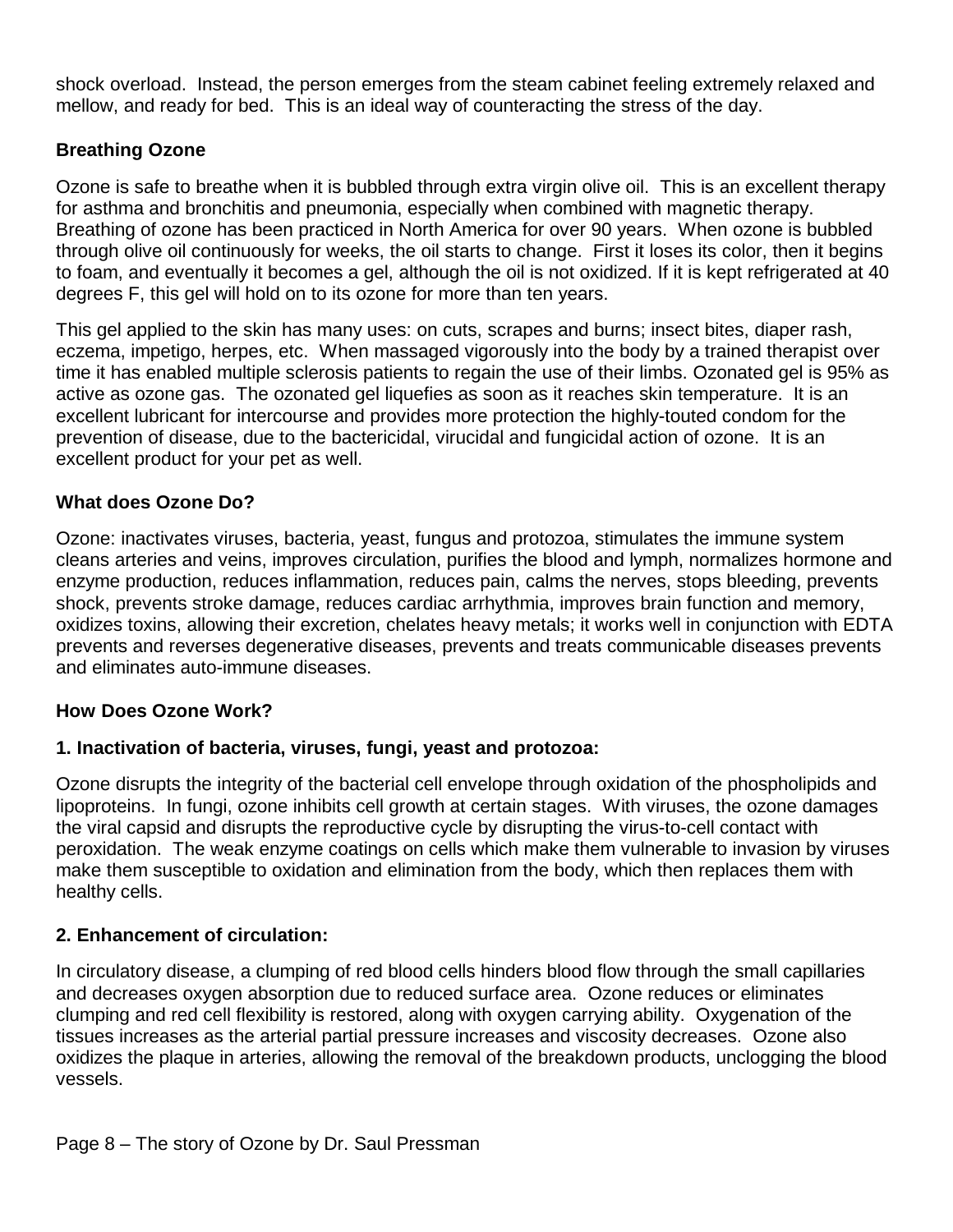shock overload. Instead, the person emerges from the steam cabinet feeling extremely relaxed and mellow, and ready for bed. This is an ideal way of counteracting the stress of the day.

**Breathing Ozone**

Ozone is safe to breathe when it is bubbled through extra virgin olive oil. This is an excellent therapy for asthma and bronchitis and pneumonia, especially when combined with magnetic therapy. Breathing of ozone has been practiced in North America for over 90 years. When ozone is bubbled through olive oil continuously for weeks, the oil starts to change. First it loses its color, then it begins to foam, and eventually it becomes a gel, although the oil is not oxidized. If it is kept refrigerated at 40 degrees F, this gel will hold on to its ozone for more than ten years.

This gel applied to the skin has many uses: on cuts, scrapes and burns; insect bites, diaper rash, eczema, impetigo, herpes, etc. When massaged vigorously into the body by a trained therapist over time it has enabled multiple sclerosis patients to regain the use of their limbs. Ozonated gel is 95% as active as ozone gas. The ozonated gel liquefies as soon as it reaches skin temperature. It is an excellent lubricant for intercourse and provides more protection the highly-touted condom for the prevention of disease, due to the bactericidal, virucidal and fungicidal action of ozone. It is an excellent product for your pet as well.

**What does Ozone Do?**

Ozone: inactivates viruses, bacteria, yeast, fungus and protozoa, stimulates the immune system cleans arteries and veins, improves circulation, purifies the blood and lymph, normalizes hormone and enzyme production, reduces inflammation, reduces pain, calms the nerves, stops bleeding, prevents shock, prevents stroke damage, reduces cardiac arrhythmia, improves brain function and memory, oxidizes toxins, allowing their excretion, chelates heavy metals; it works well in conjunction with EDTA prevents and reverses degenerative diseases, prevents and treats communicable diseases prevents and eliminates auto-immune diseases.

**How Does Ozone Work?**

**1. Inactivation of bacteria, viruses, fungi, yeast and protozoa:**

Ozone disrupts the integrity of the bacterial cell envelope through oxidation of the phospholipids and lipoproteins. In fungi, ozone inhibits cell growth at certain stages. With viruses, the ozone damages the viral capsid and disrupts the reproductive cycle by disrupting the virus-to-cell contact with peroxidation. The weak enzyme coatings on cells which make them vulnerable to invasion by viruses make them susceptible to oxidation and elimination from the body, which then replaces them with healthy cells.

**2. Enhancement of circulation:**

In circulatory disease, a clumping of red blood cells hinders blood flow through the small capillaries and decreases oxygen absorption due to reduced surface area. Ozone reduces or eliminates clumping and red cell flexibility is restored, along with oxygen carrying ability. Oxygenation of the tissues increases as the arterial partial pressure increases and viscosity decreases. Ozone also oxidizes the plaque in arteries, allowing the removal of the breakdown products, unclogging the blood vessels.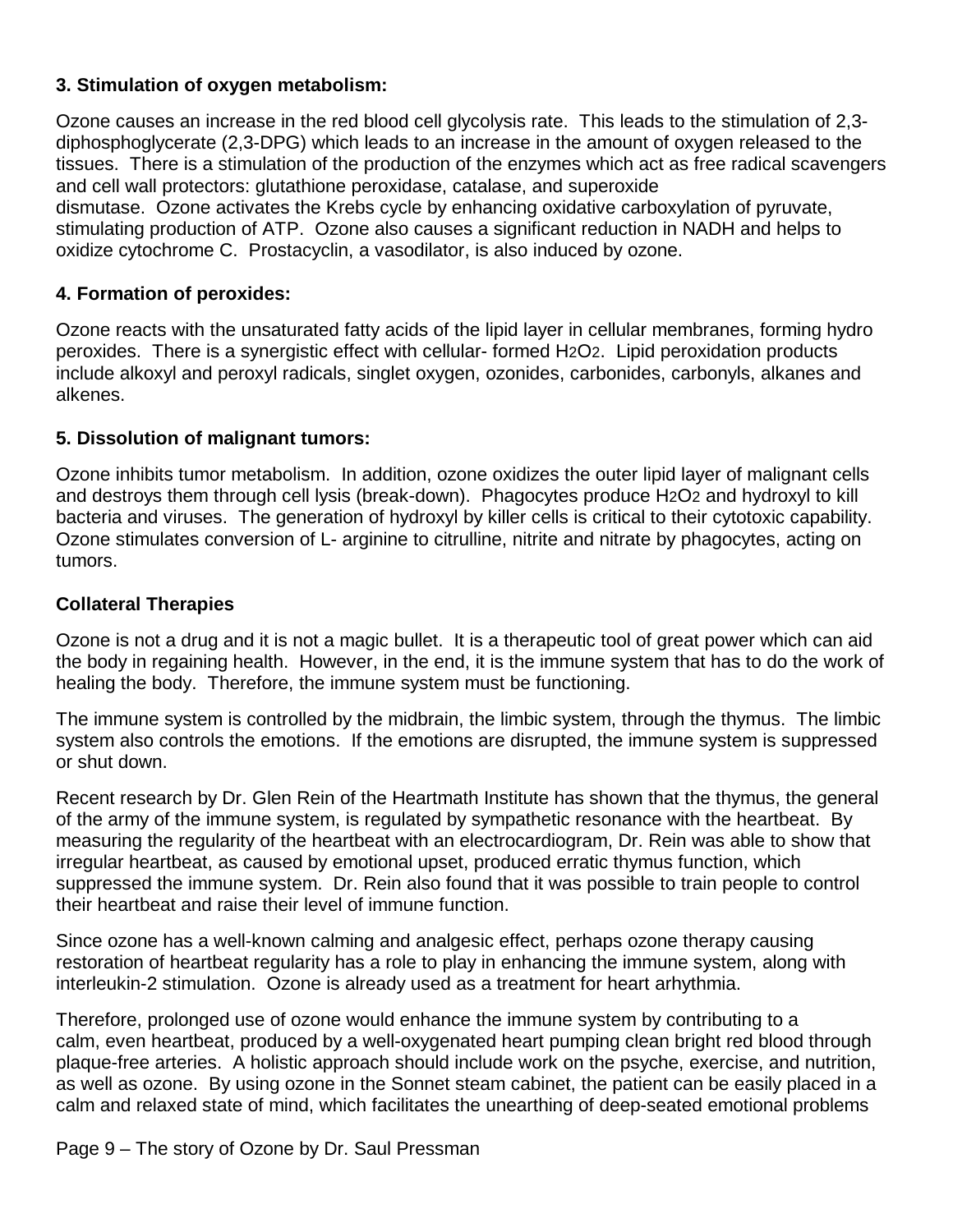**3. Stimulation of oxygen metabolism:**

Ozone causes an increase in the red blood cell glycolysis rate. This leads to the stimulation of 2,3-diphosphoglycerate (2,3-DPG) which leads to an increase in the amount of oxygen released to the tissues. There is a stimulation of the production of the enzymes which act as free radical scavengers and cell wall protectors: glutathione peroxidase, catalase, and superoxide dismutase. Ozone activates the Krebs cycle by enhancing oxidative carboxylation of pyruvate, stimulating production of ATP. Ozone also causes a significant reduction in NADH and helps to oxidize cytochrome C. Prostacyclin, a vasodilator, is also induced by ozone.

**4. Formation of peroxides:**

Ozone reacts with the unsaturated fatty acids of the lipid layer in cellular membranes, forming hydro peroxides. There is a synergistic effect with cellular- formed $H_2O_2$. Lipid peroxidation products include alkoxyl and peroxyl radicals, singlet oxygen, ozonides, carbonides, carbonyls, alkanes and alkenes.

**5. Dissolution of malignant tumors:**

Ozone inhibits tumor metabolism. In addition, ozone oxidizes the outer lipid layer of malignant cells and destroys them through cell lysis (break-down). Phagocytes produce $H_2O_2$ and hydroxyl to kill bacteria and viruses. The generation of hydroxyl by killer cells is critical to their cytotoxic capability. Ozone stimulates conversion of L- arginine to citrulline, nitrite and nitrate by phagocytes, acting on tumors.

**Collateral Therapies**

Ozone is not a drug and it is not a magic bullet. It is a therapeutic tool of great power which can aid the body in regaining health. However, in the end, it is the immune system that has to do the work of healing the body. Therefore, the immune system must be functioning.

The immune system is controlled by the midbrain, the limbic system, through the thymus. The limbic system also controls the emotions. If the emotions are disrupted, the immune system is suppressed or shut down.

Recent research by Dr. Glen Rein of the Heartmath Institute has shown that the thymus, the general of the army of the immune system, is regulated by sympathetic resonance with the heartbeat. By measuring the regularity of the heartbeat with an electrocardiogram, Dr. Rein was able to show that irregular heartbeat, as caused by emotional upset, produced erratic thymus function, which suppressed the immune system. Dr. Rein also found that it was possible to train people to control their heartbeat and raise their level of immune function.

Since ozone has a well-known calming and analgesic effect, perhaps ozone therapy causing restoration of heartbeat regularity has a role to play in enhancing the immune system, along with interleukin-2 stimulation. Ozone is already used as a treatment for heart arhythmia.

Therefore, prolonged use of ozone would enhance the immune system by contributing to a calm, even heartbeat, produced by a well-oxygenated heart pumping clean bright red blood through plaque-free arteries. A holistic approach should include work on the psyche, exercise, and nutrition, as well as ozone. By using ozone in the Sonnet steam cabinet, the patient can be easily placed in a calm and relaxed state of mind, which facilitates the unearthing of deep-seated emotional problems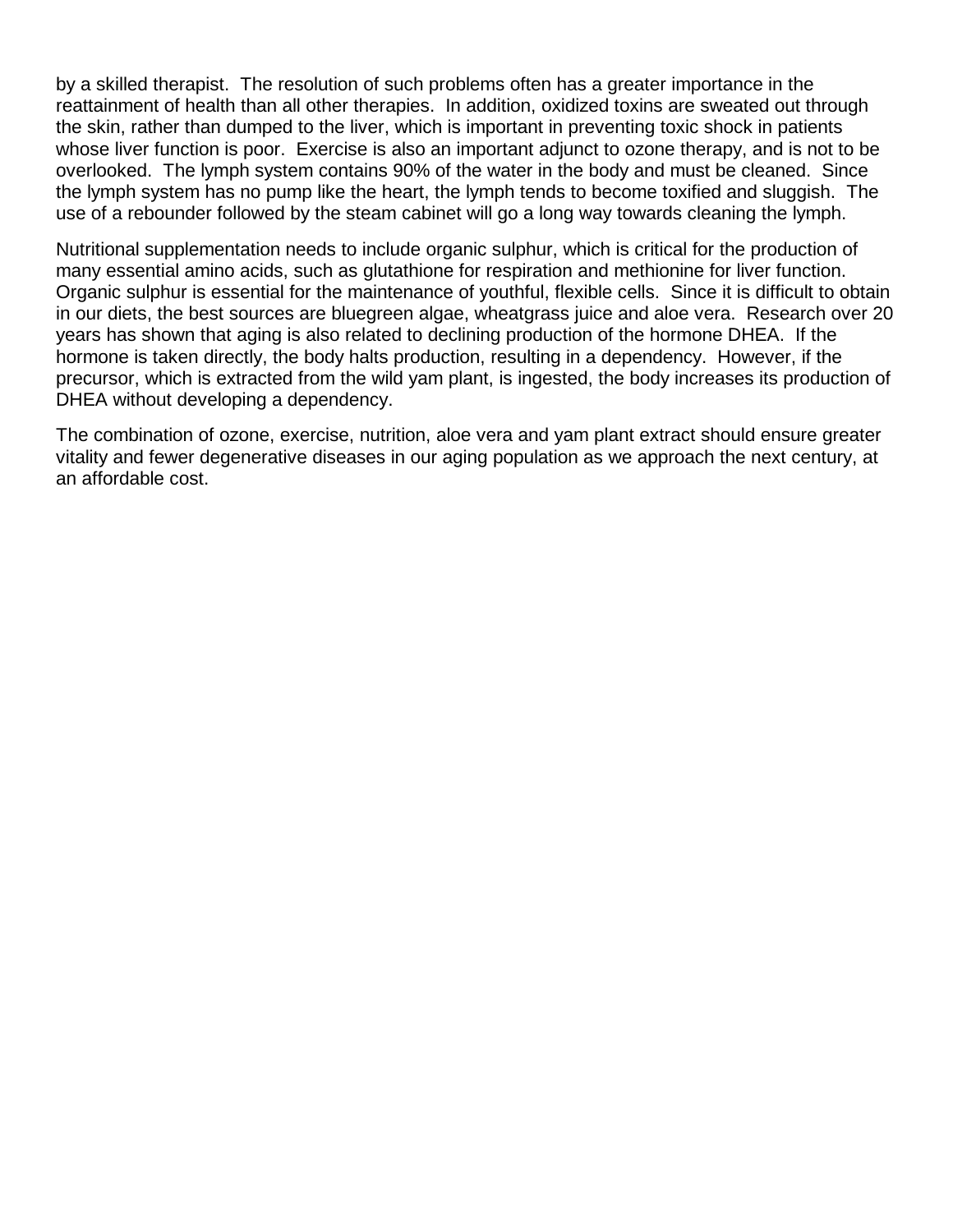by a skilled therapist. The resolution of such problems often has a greater importance in the reattainment of health than all other therapies. In addition, oxidized toxins are sweated out through the skin, rather than dumped to the liver, which is important in preventing toxic shock in patients whose liver function is poor. Exercise is also an important adjunct to ozone therapy, and is not to be overlooked. The lymph system contains 90% of the water in the body and must be cleaned. Since the lymph system has no pump like the heart, the lymph tends to become toxified and sluggish. The use of a rebounder followed by the steam cabinet will go a long way towards cleaning the lymph.

Nutritional supplementation needs to include organic sulphur, which is critical for the production of many essential amino acids, such as glutathione for respiration and methionine for liver function. Organic sulphur is essential for the maintenance of youthful, flexible cells. Since it is difficult to obtain in our diets, the best sources are bluegreen algae, wheatgrass juice and aloe vera. Research over 20 years has shown that aging is also related to declining production of the hormone DHEA. If the hormone is taken directly, the body halts production, resulting in a dependency. However, if the precursor, which is extracted from the wild yam plant, is ingested, the body increases its production of DHEA without developing a dependency.

The combination of ozone, exercise, nutrition, aloe vera and yam plant extract should ensure greater vitality and fewer degenerative diseases in our aging population as we approach the next century, at an affordable cost.